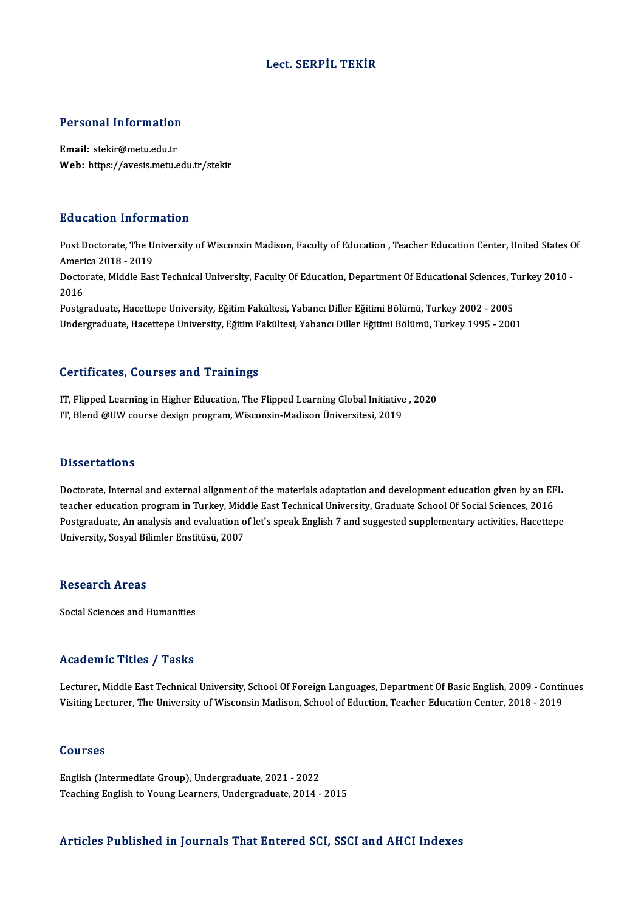# Lect. SERPİL TEKİR

## Personal Information

**Email:** stekir@metu.edu.tr
**Web:** https://avesis.metu.edu.tr/stekir

## Education Information

Post Doctorate, The University of Wisconsin Madison, Faculty of Education , Teacher Education Center, United States Of America 2018 - 2019
Doctorate, Middle East Technical University, Faculty Of Education, Department Of Educational Sciences, Turkey 2010 - 2016
Postgraduate, Hacettepe University, Eğitim Fakültesi, Yabancı Diller Eğitimi Bölümü, Turkey 2002 - 2005
Undergraduate, Hacettepe University, Eğitim Fakültesi, Yabancı Diller Eğitimi Bölümü, Turkey 1995 - 2001

## Certificates, Courses and Trainings

IT, Flipped Learning in Higher Education, The Flipped Learning Global Initiative , 2020
IT, Blend @UW course design program, Wisconsin-Madison Üniversitesi, 2019

## Dissertations

Doctorate, Internal and external alignment of the materials adaptation and development education given by an EFL teacher education program in Turkey, Middle East Technical University, Graduate School Of Social Sciences, 2016
Postgraduate, An analysis and evaluation of let's speak English 7 and suggested supplementary activities, Hacettepe University, Sosyal Bilimler Enstitüsü, 2007

## Research Areas

Social Sciences and Humanities

## Academic Titles / Tasks

Lecturer, Middle East Technical University, School Of Foreign Languages, Department Of Basic English, 2009 - Continues
Visiting Lecturer, The University of Wisconsin Madison, School of Eduction, Teacher Education Center, 2018 - 2019

## Courses

English (Intermediate Group), Undergraduate, 2021 - 2022
Teaching English to Young Learners, Undergraduate, 2014 - 2015

## Articles Published in Journals That Entered SCI, SSCI and AHCI Indexes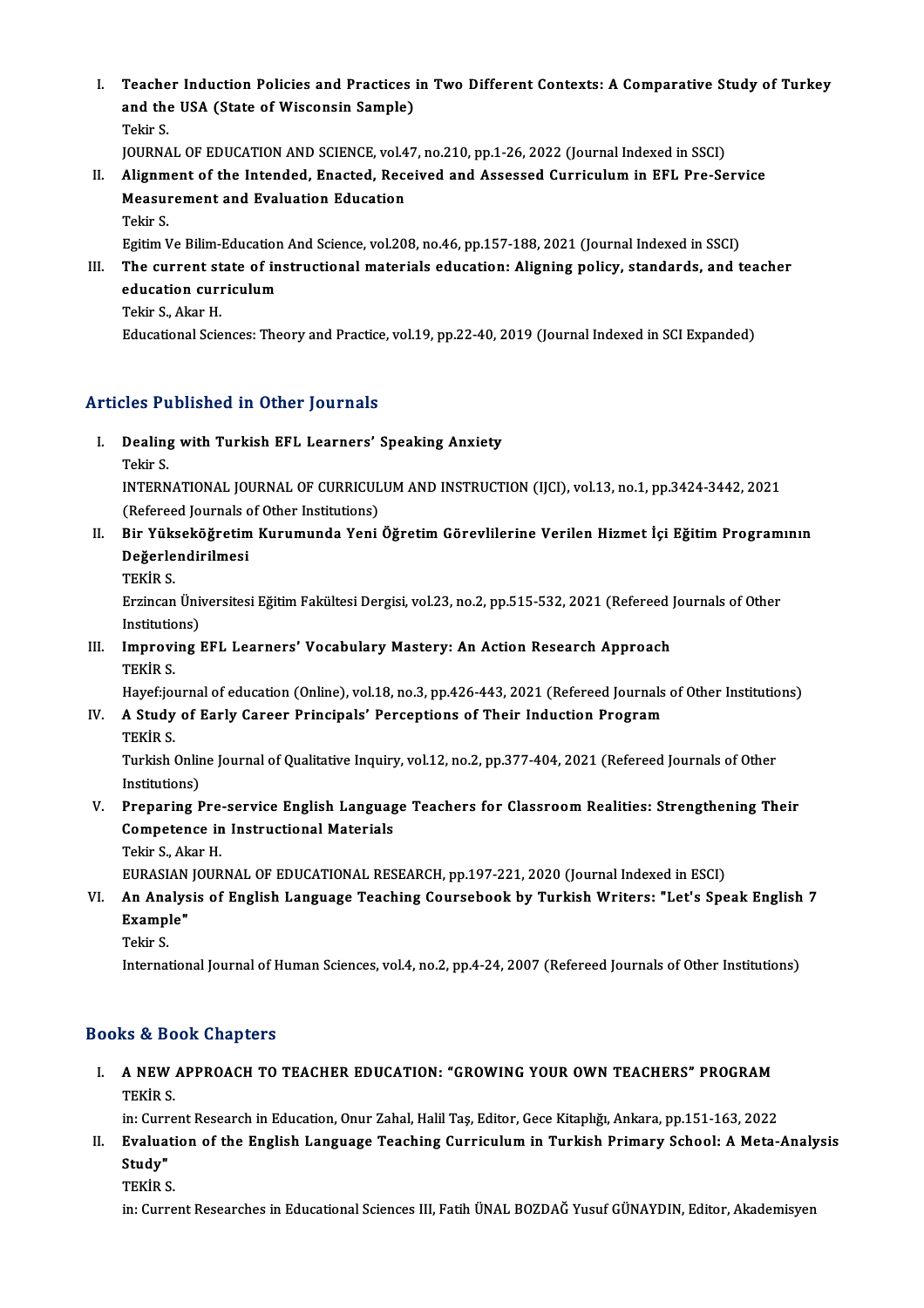I. **Teacher Induction Policies and Practices in Two Different Contexts: A Comparative Study of Turkey and the USA (State of Wisconsin Sample)**
   Tekir S.
   JOURNAL OF EDUCATION AND SCIENCE, vol.47, no.210, pp.1-26, 2022 (Journal Indexed in SSCI)
II. **Alignment of the Intended, Enacted, Received and Assessed Curriculum in EFL Pre-Service Measurement and Evaluation Education**
   Tekir S.
   Egitim Ve Bilim-Education And Science, vol.208, no.46, pp.157-188, 2021 (Journal Indexed in SSCI)
III. **The current state of instructional materials education: Aligning policy, standards, and teacher education curriculum**
   Tekir S., Akar H.
   Educational Sciences: Theory and Practice, vol.19, pp.22-40, 2019 (Journal Indexed in SCI Expanded)

## Articles Published in Other Journals

I. **Dealing with Turkish EFL Learners' Speaking Anxiety**
   Tekir S.
   INTERNATIONAL JOURNAL OF CURRICULUM AND INSTRUCTION (IJCI), vol.13, no.1, pp.3424-3442, 2021 (Refereed Journals of Other Institutions)
II. **Bir Yükseköğretim Kurumunda Yeni Öğretim Görevlilerine Verilen Hizmet İçi Eğitim Programının Değerlendirilmesi**
   TEKİR S.
   Erzincan Üniversitesi Eğitim Fakültesi Dergisi, vol.23, no.2, pp.515-532, 2021 (Refereed Journals of Other Institutions)
III. **Improving EFL Learners' Vocabulary Mastery: An Action Research Approach**
   TEKİR S.
   Hayef:journal of education (Online), vol.18, no.3, pp.426-443, 2021 (Refereed Journals of Other Institutions)
IV. **A Study of Early Career Principals' Perceptions of Their Induction Program**
   TEKİR S.
   Turkish Online Journal of Qualitative Inquiry, vol.12, no.2, pp.377-404, 2021 (Refereed Journals of Other Institutions)
V. **Preparing Pre-service English Language Teachers for Classroom Realities: Strengthening Their Competence in Instructional Materials**
   Tekir S., Akar H.
   EURASIAN JOURNAL OF EDUCATIONAL RESEARCH, pp.197-221, 2020 (Journal Indexed in ESCI)
VI. **An Analysis of English Language Teaching Coursebook by Turkish Writers: "Let's Speak English 7 Example"**
   Tekir S.
   International Journal of Human Sciences, vol.4, no.2, pp.4-24, 2007 (Refereed Journals of Other Institutions)

## Books & Book Chapters

I. **A NEW APPROACH TO TEACHER EDUCATION: "GROWING YOUR OWN TEACHERS" PROGRAM**
   TEKİR S.
   in: Current Research in Education, Onur Zahal, Halil Taş, Editor, Gece Kitaplığı, Ankara, pp.151-163, 2022
II. **Evaluation of the English Language Teaching Curriculum in Turkish Primary School: A Meta-Analysis Study"**
   TEKİR S.
   in: Current Researches in Educational Sciences III, Fatih ÜNAL BOZDAĞ Yusuf GÜNAYDIN, Editor, Akademisyen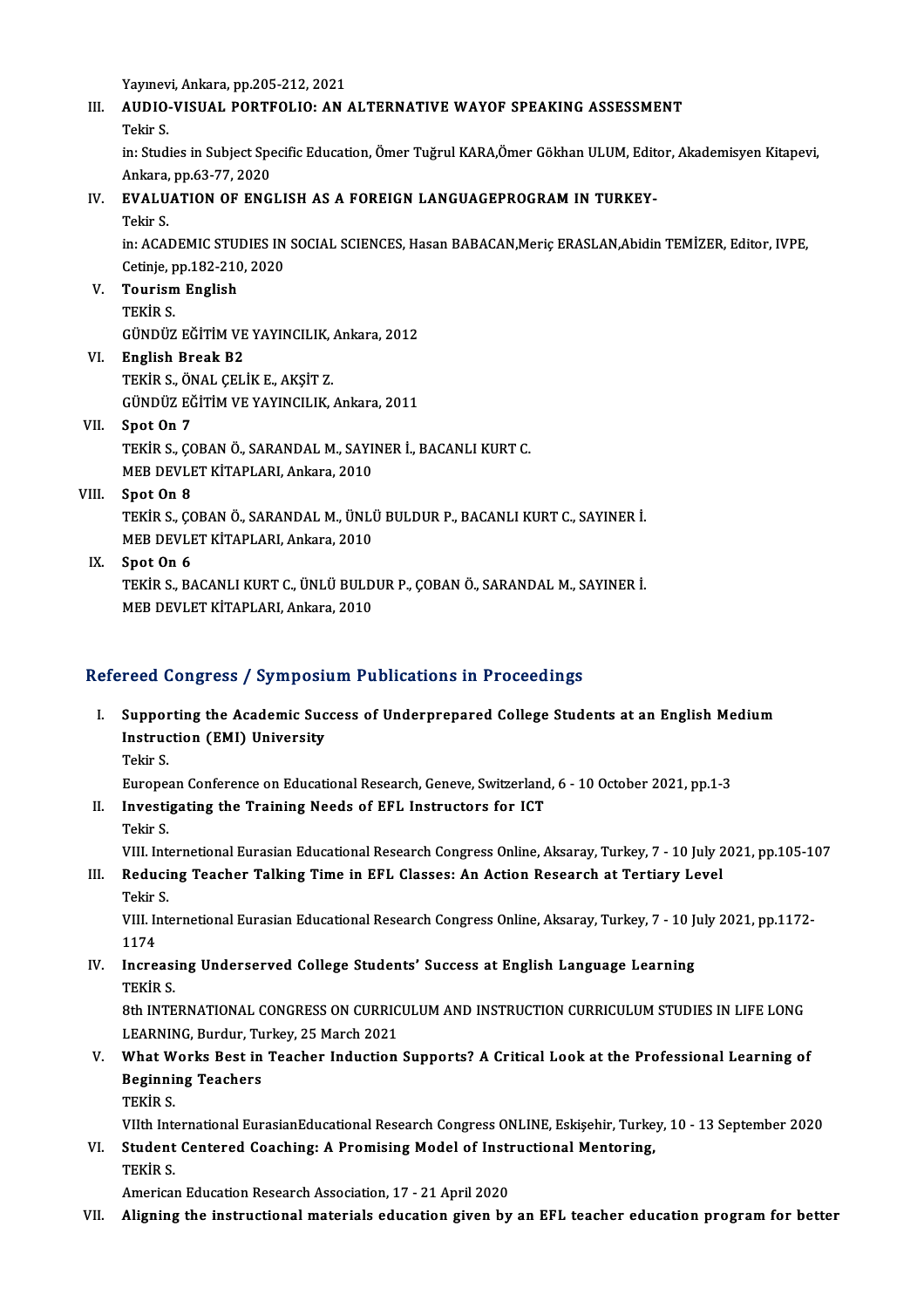Yayınevi, Ankara, pp.205-212, 2021

III. **AUDIO-VISUAL PORTFOLIO: AN ALTERNATIVE WAYOF SPEAKING ASSESSMENT**
Tekir S.
in: Studies in Subject Specific Education, Ömer Tuğrul KARA,Ömer Gökhan ULUM, Editor, Akademisyen Kitapevi, Ankara, pp.63-77, 2020

IV. **EVALUATION OF ENGLISH AS A FOREIGN LANGUAGEPROGRAM IN TURKEY-**
Tekir S.
in: ACADEMIC STUDIES IN SOCIAL SCIENCES, Hasan BABACAN,Meriç ERASLAN,Abidin TEMİZER, Editor, IVPE, Cetinje, pp.182-210, 2020

V. **Tourism English**
TEKİR S.
GÜNDÜZ EĞİTİM VE YAYINCILIK, Ankara, 2012

VI. **English Break B2**
TEKİR S., ÖNAL ÇELİK E., AKŞİT Z.
GÜNDÜZ EĞİTİM VE YAYINCILIK, Ankara, 2011

VII. **Spot On 7**
TEKİR S., ÇOBAN Ö., SARANDAL M., SAYINER İ., BACANLI KURT C.
MEB DEVLET KİTAPLARI, Ankara, 2010

VIII. **Spot On 8**
TEKİR S., ÇOBAN Ö., SARANDAL M., ÜNLÜ BULDUR P., BACANLI KURT C., SAYINER İ.
MEB DEVLET KİTAPLARI, Ankara, 2010

IX. **Spot On 6**
TEKİR S., BACANLI KURT C., ÜNLÜ BULDUR P., ÇOBAN Ö., SARANDAL M., SAYINER İ.
MEB DEVLET KİTAPLARI, Ankara, 2010

## Refereed Congress / Symposium Publications in Proceedings

I. **Supporting the Academic Success of Underprepared College Students at an English Medium Instruction (EMI) University**
Tekir S.
European Conference on Educational Research, Geneve, Switzerland, 6 - 10 October 2021, pp.1-3

II. **Investigating the Training Needs of EFL Instructors for ICT**
Tekir S.
VIII. Internetional Eurasian Educational Research Congress Online, Aksaray, Turkey, 7 - 10 July 2021, pp.105-107

III. **Reducing Teacher Talking Time in EFL Classes: An Action Research at Tertiary Level**
Tekir S.
VIII. Internetional Eurasian Educational Research Congress Online, Aksaray, Turkey, 7 - 10 July 2021, pp.1172-1174

IV. **Increasing Underserved College Students' Success at English Language Learning**
TEKİR S.
8th INTERNATIONAL CONGRESS ON CURRICULUM AND INSTRUCTION CURRICULUM STUDIES IN LIFE LONG LEARNING, Burdur, Turkey, 25 March 2021

V. **What Works Best in Teacher Induction Supports? A Critical Look at the Professional Learning of Beginning Teachers**
TEKİR S.
VIIth International EurasianEducational Research Congress ONLINE, Eskişehir, Turkey, 10 - 13 September 2020

VI. **Student Centered Coaching: A Promising Model of Instructional Mentoring,**
TEKİR S.
American Education Research Association, 17 - 21 April 2020

VII. **Aligning the instructional materials education given by an EFL teacher education program for better**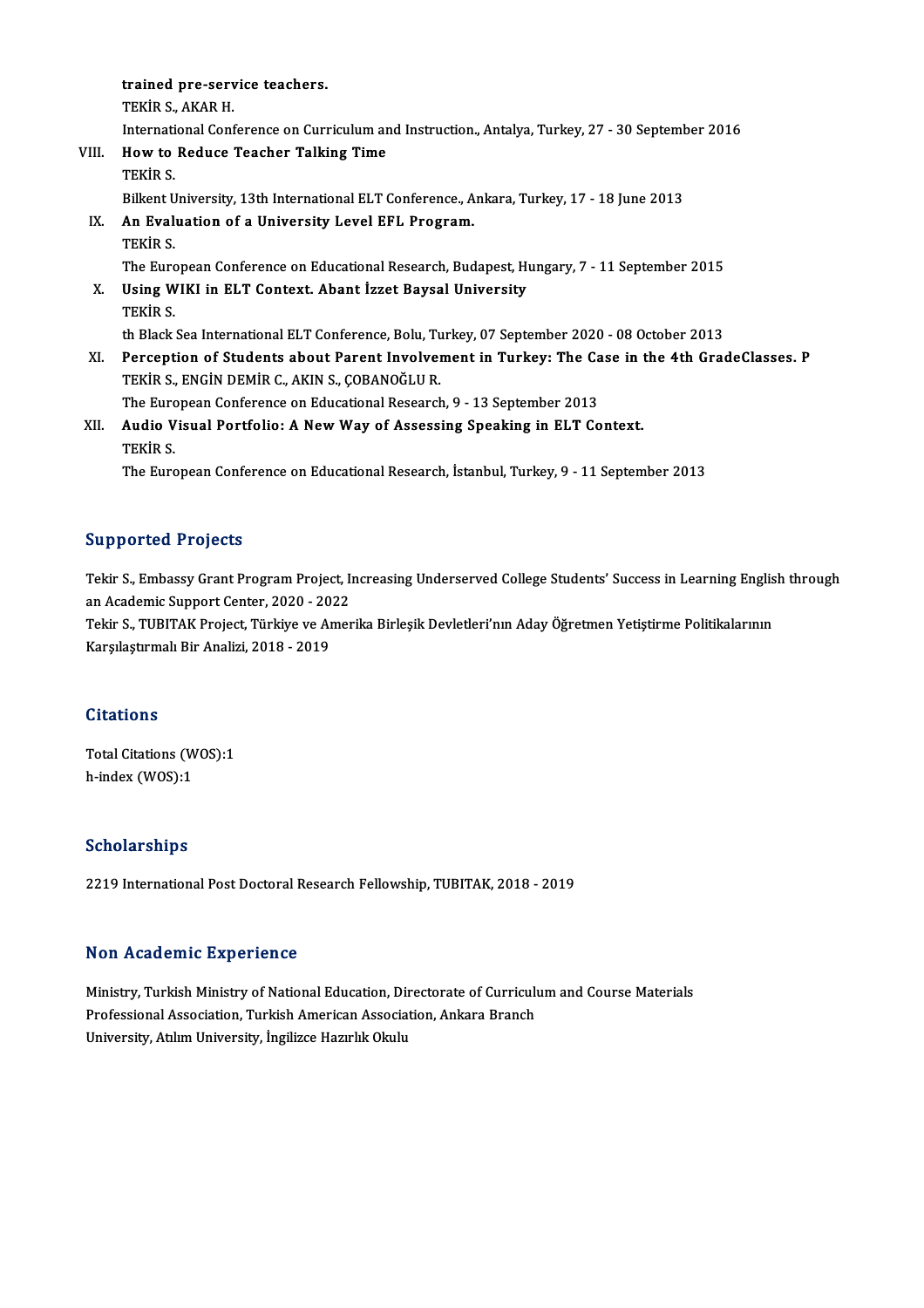**trained pre-service teachers.**
TEKİR S., AKAR H.
International Conference on Curriculum and Instruction., Antalya, Turkey, 27 - 30 September 2016

VIII. **How to Reduce Teacher Talking Time**
TEKİR S.
Bilkent University, 13th International ELT Conference., Ankara, Turkey, 17 - 18 June 2013

IX. **An Evaluation of a University Level EFL Program.**
TEKİR S.
The European Conference on Educational Research, Budapest, Hungary, 7 - 11 September 2015

X. **Using WIKI in ELT Context. Abant İzzet Baysal University**
TEKİR S.
th Black Sea International ELT Conference, Bolu, Turkey, 07 September 2020 - 08 October 2013

XI. **Perception of Students about Parent Involvement in Turkey: The Case in the 4th GradeClasses. P**
TEKİR S., ENGİN DEMİR C., AKIN S., ÇOBANOĞLU R.
The European Conference on Educational Research, 9 - 13 September 2013

XII. **Audio Visual Portfolio: A New Way of Assessing Speaking in ELT Context.**
TEKİR S.
The European Conference on Educational Research, İstanbul, Turkey, 9 - 11 September 2013

## Supported Projects

Tekir S., Embassy Grant Program Project, Increasing Underserved College Students' Success in Learning English through an Academic Support Center, 2020 - 2022

Tekir S., TUBITAK Project, Türkiye ve Amerika Birleşik Devletleri'nın Aday Öğretmen Yetiştirme Politikalarının Karşılaştırmalı Bir Analizi, 2018 - 2019

## Citations

Total Citations (WOS):1
h-index (WOS):1

## Scholarships

2219 International Post Doctoral Research Fellowship, TUBITAK, 2018 - 2019

## Non Academic Experience

Ministry, Turkish Ministry of National Education, Directorate of Curriculum and Course Materials
Professional Association, Turkish American Association, Ankara Branch
University, Atılım University, İngilizce Hazırlık Okulu